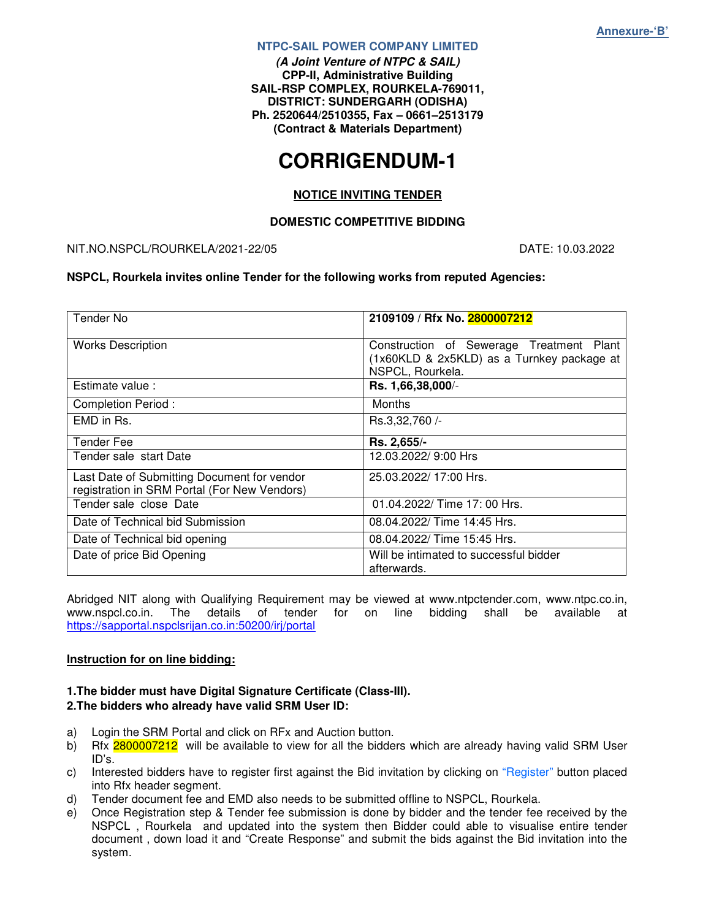**Annexure-'B'**

**NTPC-SAIL POWER COMPANY LIMITED**

***(A Joint Venture of NTPC & SAIL)***
**CPP-II, Administrative Building**
**SAIL-RSP COMPLEX, ROURKELA-769011,**
**DISTRICT: SUNDERGARH (ODISHA)**
**Ph. 2520644/2510355, Fax – 0661–2513179**
**(Contract & Materials Department)**

# CORRIGENDUM-1

**NOTICE INVITING TENDER**

**DOMESTIC COMPETITIVE BIDDING**

NIT.NO.NSPCL/ROURKELA/2021-22/05 DATE: 10.03.2022

**NSPCL, Rourkela invites online Tender for the following works from reputed Agencies:**

| Tender No | **2109109 / Rfx No. 2800007212** |
|---|---|
| Works Description | Construction of Sewerage Treatment Plant (1x60KLD & 2x5KLD) as a Turnkey package at NSPCL, Rourkela. |
| Estimate value : | **Rs. 1,66,38,000**/- |
| Completion Period : | Months |
| EMD in Rs. | Rs.3,32,760 /- |
| Tender Fee | **Rs. 2,655/-** |
| Tender sale start Date | 12.03.2022/ 9:00 Hrs |
| Last Date of Submitting Document for vendor registration in SRM Portal (For New Vendors) | 25.03.2022/ 17:00 Hrs. |
| Tender sale close Date | 01.04.2022/ Time 17: 00 Hrs. |
| Date of Technical bid Submission | 08.04.2022/ Time 14:45 Hrs. |
| Date of Technical bid opening | 08.04.2022/ Time 15:45 Hrs. |
| Date of price Bid Opening | Will be intimated to successful bidder afterwards. |

Abridged NIT along with Qualifying Requirement may be viewed at www.ntpctender.com, www.ntpc.co.in, www.nspcl.co.in. The details of tender for on line bidding shall be available at https://sapportal.nspclsrijan.co.in:50200/irj/portal

**Instruction for on line bidding:**

**1.The bidder must have Digital Signature Certificate (Class-III).**
**2.The bidders who already have valid SRM User ID:**

a) Login the SRM Portal and click on RFx and Auction button.
b) Rfx 2800007212 will be available to view for all the bidders which are already having valid SRM User ID's.
c) Interested bidders have to register first against the Bid invitation by clicking on "Register" button placed into Rfx header segment.
d) Tender document fee and EMD also needs to be submitted offline to NSPCL, Rourkela.
e) Once Registration step & Tender fee submission is done by bidder and the tender fee received by the NSPCL , Rourkela and updated into the system then Bidder could able to visualise entire tender document , down load it and "Create Response" and submit the bids against the Bid invitation into the system.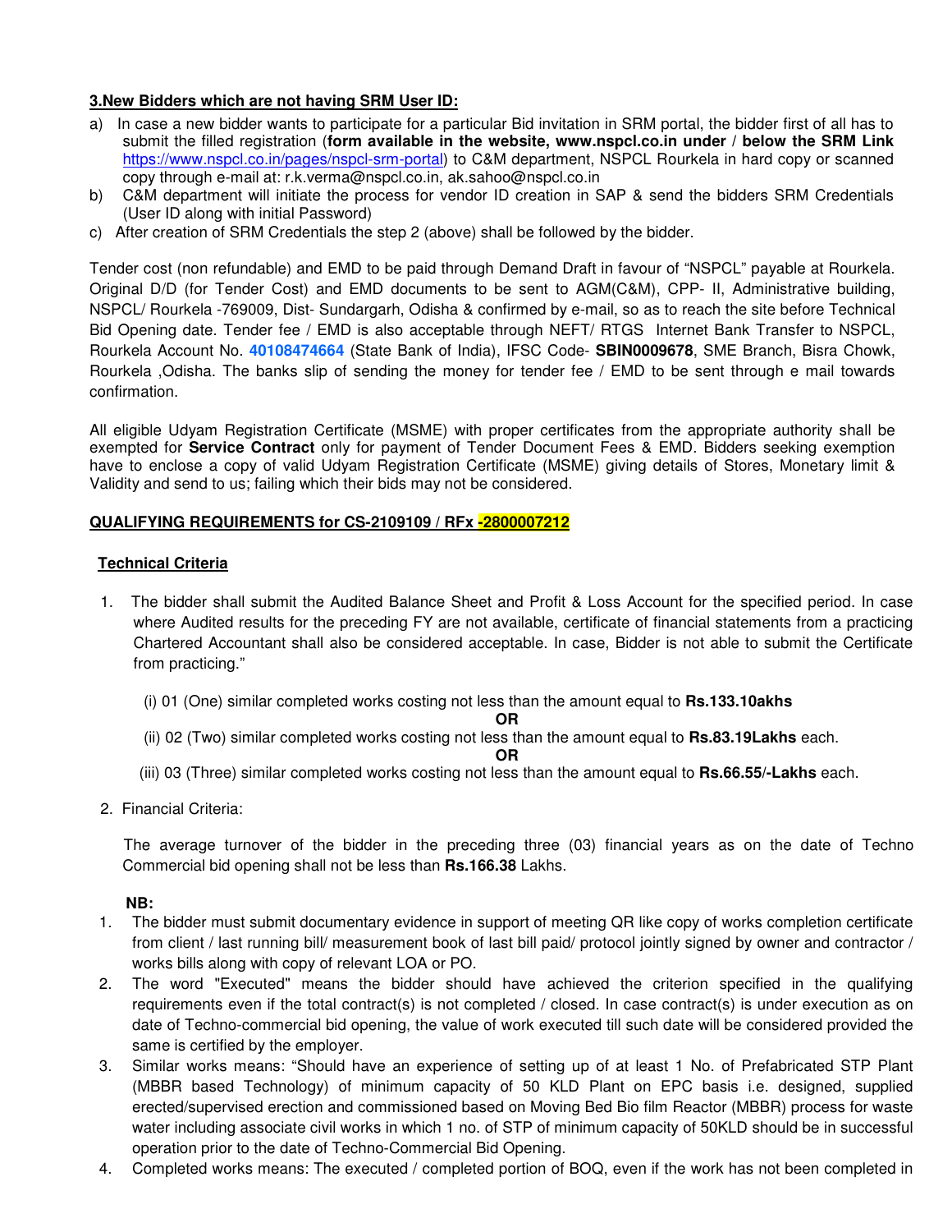**3.New Bidders which are not having SRM User ID:**

a) In case a new bidder wants to participate for a particular Bid invitation in SRM portal, the bidder first of all has to submit the filled registration (**form available in the website, www.nspcl.co.in under / below the SRM Link** https://www.nspcl.co.in/pages/nspcl-srm-portal) to C&M department, NSPCL Rourkela in hard copy or scanned copy through e-mail at: r.k.verma@nspcl.co.in, ak.sahoo@nspcl.co.in

b) C&M department will initiate the process for vendor ID creation in SAP & send the bidders SRM Credentials (User ID along with initial Password)

c) After creation of SRM Credentials the step 2 (above) shall be followed by the bidder.

Tender cost (non refundable) and EMD to be paid through Demand Draft in favour of "NSPCL" payable at Rourkela. Original D/D (for Tender Cost) and EMD documents to be sent to AGM(C&M), CPP- II, Administrative building, NSPCL/ Rourkela -769009, Dist- Sundargarh, Odisha & confirmed by e-mail, so as to reach the site before Technical Bid Opening date. Tender fee / EMD is also acceptable through NEFT/ RTGS Internet Bank Transfer to NSPCL, Rourkela Account No. **40108474664** (State Bank of India), IFSC Code- **SBIN0009678**, SME Branch, Bisra Chowk, Rourkela ,Odisha. The banks slip of sending the money for tender fee / EMD to be sent through e mail towards confirmation.

All eligible Udyam Registration Certificate (MSME) with proper certificates from the appropriate authority shall be exempted for **Service Contract** only for payment of Tender Document Fees & EMD. Bidders seeking exemption have to enclose a copy of valid Udyam Registration Certificate (MSME) giving details of Stores, Monetary limit & Validity and send to us; failing which their bids may not be considered.

**QUALIFYING REQUIREMENTS for CS-2109109 / RFx -2800007212**

**Technical Criteria**

1. The bidder shall submit the Audited Balance Sheet and Profit & Loss Account for the specified period. In case where Audited results for the preceding FY are not available, certificate of financial statements from a practicing Chartered Accountant shall also be considered acceptable. In case, Bidder is not able to submit the Certificate from practicing."

   (i) 01 (One) similar completed works costing not less than the amount equal to **Rs.133.10akhs**

   **OR**

   (ii) 02 (Two) similar completed works costing not less than the amount equal to **Rs.83.19Lakhs** each.

   **OR**

   (iii) 03 (Three) similar completed works costing not less than the amount equal to **Rs.66.55/-Lakhs** each.

2. Financial Criteria:

   The average turnover of the bidder in the preceding three (03) financial years as on the date of Techno Commercial bid opening shall not be less than **Rs.166.38** Lakhs.

**NB:**

1. The bidder must submit documentary evidence in support of meeting QR like copy of works completion certificate from client / last running bill/ measurement book of last bill paid/ protocol jointly signed by owner and contractor / works bills along with copy of relevant LOA or PO.
2. The word "Executed" means the bidder should have achieved the criterion specified in the qualifying requirements even if the total contract(s) is not completed / closed. In case contract(s) is under execution as on date of Techno-commercial bid opening, the value of work executed till such date will be considered provided the same is certified by the employer.
3. Similar works means: "Should have an experience of setting up of at least 1 No. of Prefabricated STP Plant (MBBR based Technology) of minimum capacity of 50 KLD Plant on EPC basis i.e. designed, supplied erected/supervised erection and commissioned based on Moving Bed Bio film Reactor (MBBR) process for waste water including associate civil works in which 1 no. of STP of minimum capacity of 50KLD should be in successful operation prior to the date of Techno-Commercial Bid Opening.
4. Completed works means: The executed / completed portion of BOQ, even if the work has not been completed in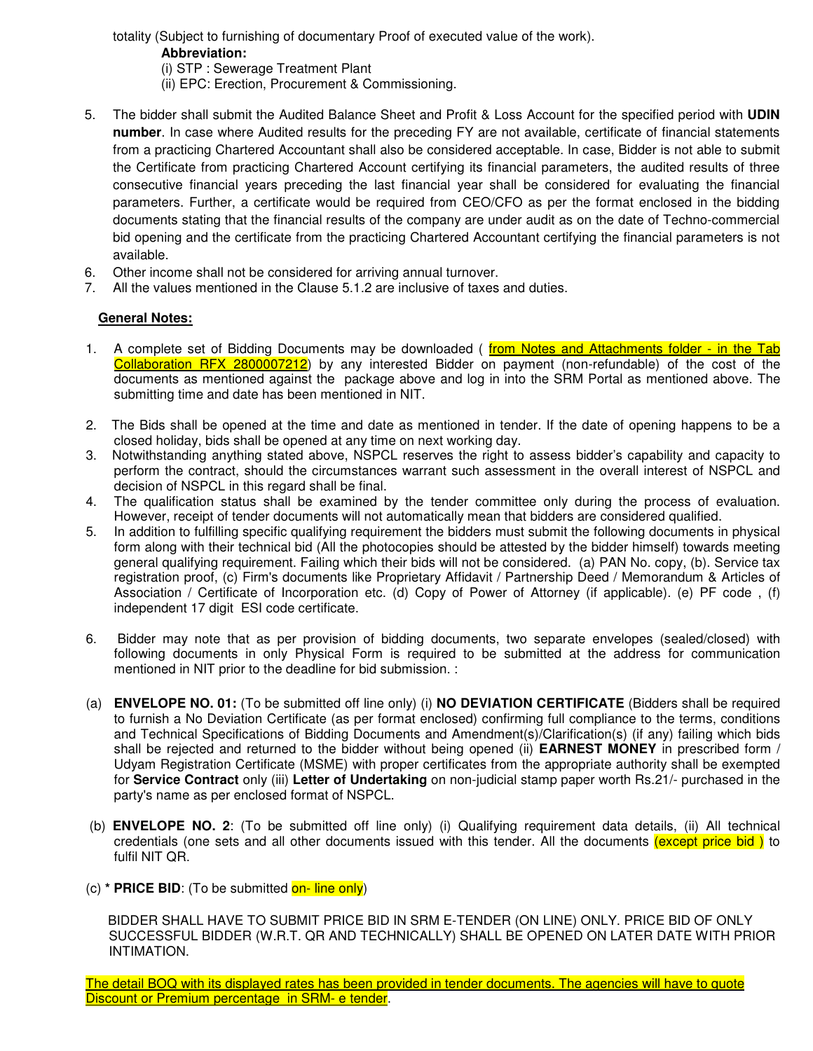totality (Subject to furnishing of documentary Proof of executed value of the work).

**Abbreviation:**

(i) STP : Sewerage Treatment Plant

(ii) EPC: Erection, Procurement & Commissioning.

5. The bidder shall submit the Audited Balance Sheet and Profit & Loss Account for the specified period with **UDIN number**. In case where Audited results for the preceding FY are not available, certificate of financial statements from a practicing Chartered Accountant shall also be considered acceptable. In case, Bidder is not able to submit the Certificate from practicing Chartered Account certifying its financial parameters, the audited results of three consecutive financial years preceding the last financial year shall be considered for evaluating the financial parameters. Further, a certificate would be required from CEO/CFO as per the format enclosed in the bidding documents stating that the financial results of the company are under audit as on the date of Techno-commercial bid opening and the certificate from the practicing Chartered Accountant certifying the financial parameters is not available.
6. Other income shall not be considered for arriving annual turnover.
7. All the values mentioned in the Clause 5.1.2 are inclusive of taxes and duties.

**General Notes:**

1. A complete set of Bidding Documents may be downloaded ( from Notes and Attachments folder - in the Tab Collaboration RFX 2800007212) by any interested Bidder on payment (non-refundable) of the cost of the documents as mentioned against the package above and log in into the SRM Portal as mentioned above. The submitting time and date has been mentioned in NIT.
2. The Bids shall be opened at the time and date as mentioned in tender. If the date of opening happens to be a closed holiday, bids shall be opened at any time on next working day.
3. Notwithstanding anything stated above, NSPCL reserves the right to assess bidder's capability and capacity to perform the contract, should the circumstances warrant such assessment in the overall interest of NSPCL and decision of NSPCL in this regard shall be final.
4. The qualification status shall be examined by the tender committee only during the process of evaluation. However, receipt of tender documents will not automatically mean that bidders are considered qualified.
5. In addition to fulfilling specific qualifying requirement the bidders must submit the following documents in physical form along with their technical bid (All the photocopies should be attested by the bidder himself) towards meeting general qualifying requirement. Failing which their bids will not be considered. (a) PAN No. copy, (b). Service tax registration proof, (c) Firm's documents like Proprietary Affidavit / Partnership Deed / Memorandum & Articles of Association / Certificate of Incorporation etc. (d) Copy of Power of Attorney (if applicable). (e) PF code , (f) independent 17 digit ESI code certificate.
6. Bidder may note that as per provision of bidding documents, two separate envelopes (sealed/closed) with following documents in only Physical Form is required to be submitted at the address for communication mentioned in NIT prior to the deadline for bid submission. :

(a) **ENVELOPE NO. 01:** (To be submitted off line only) (i) **NO DEVIATION CERTIFICATE** (Bidders shall be required to furnish a No Deviation Certificate (as per format enclosed) confirming full compliance to the terms, conditions and Technical Specifications of Bidding Documents and Amendment(s)/Clarification(s) (if any) failing which bids shall be rejected and returned to the bidder without being opened (ii) **EARNEST MONEY** in prescribed form / Udyam Registration Certificate (MSME) with proper certificates from the appropriate authority shall be exempted for **Service Contract** only (iii) **Letter of Undertaking** on non-judicial stamp paper worth Rs.21/- purchased in the party's name as per enclosed format of NSPCL.

(b) **ENVELOPE NO. 2**: (To be submitted off line only) (i) Qualifying requirement data details, (ii) All technical credentials (one sets and all other documents issued with this tender. All the documents (except price bid ) to fulfil NIT QR.

(c) * **PRICE BID**: (To be submitted on- line only)

BIDDER SHALL HAVE TO SUBMIT PRICE BID IN SRM E-TENDER (ON LINE) ONLY. PRICE BID OF ONLY SUCCESSFUL BIDDER (W.R.T. QR AND TECHNICALLY) SHALL BE OPENED ON LATER DATE WITH PRIOR INTIMATION.

The detail BOQ with its displayed rates has been provided in tender documents. The agencies will have to quote Discount or Premium percentage in SRM- e tender.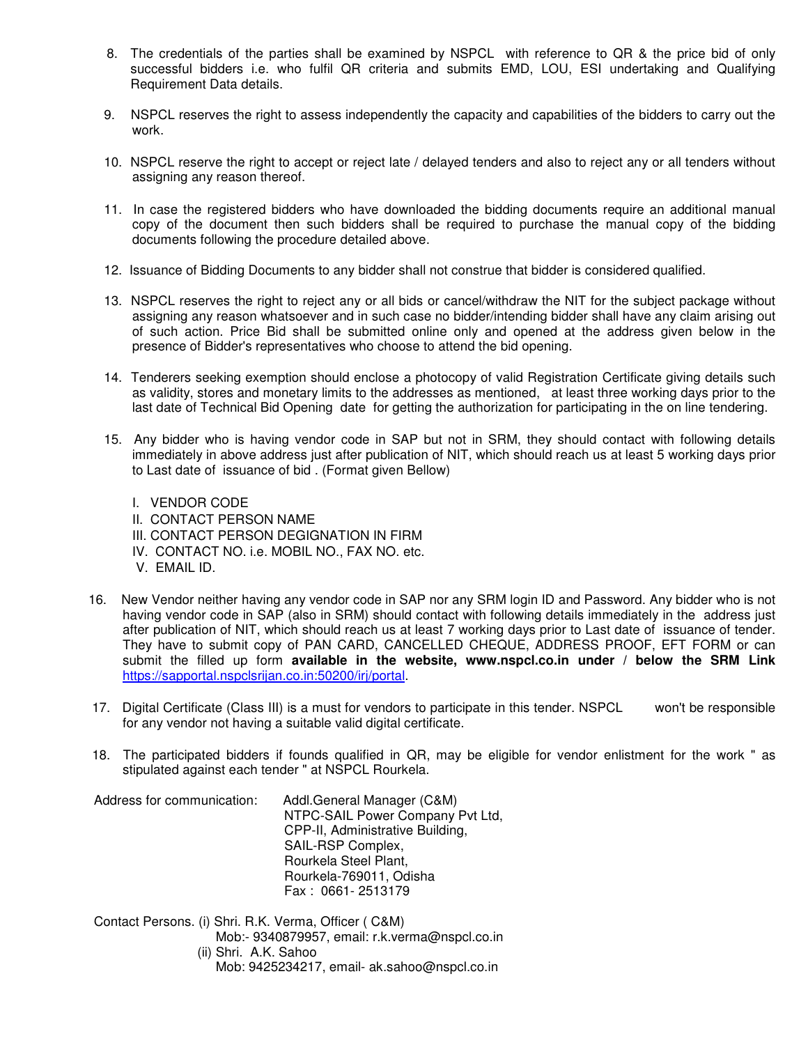8. The credentials of the parties shall be examined by NSPCL with reference to QR & the price bid of only successful bidders i.e. who fulfil QR criteria and submits EMD, LOU, ESI undertaking and Qualifying Requirement Data details.

9. NSPCL reserves the right to assess independently the capacity and capabilities of the bidders to carry out the work.

10. NSPCL reserve the right to accept or reject late / delayed tenders and also to reject any or all tenders without assigning any reason thereof.

11. In case the registered bidders who have downloaded the bidding documents require an additional manual copy of the document then such bidders shall be required to purchase the manual copy of the bidding documents following the procedure detailed above.

12. Issuance of Bidding Documents to any bidder shall not construe that bidder is considered qualified.

13. NSPCL reserves the right to reject any or all bids or cancel/withdraw the NIT for the subject package without assigning any reason whatsoever and in such case no bidder/intending bidder shall have any claim arising out of such action. Price Bid shall be submitted online only and opened at the address given below in the presence of Bidder's representatives who choose to attend the bid opening.

14. Tenderers seeking exemption should enclose a photocopy of valid Registration Certificate giving details such as validity, stores and monetary limits to the addresses as mentioned, at least three working days prior to the last date of Technical Bid Opening date for getting the authorization for participating in the on line tendering.

15. Any bidder who is having vendor code in SAP but not in SRM, they should contact with following details immediately in above address just after publication of NIT, which should reach us at least 5 working days prior to Last date of issuance of bid . (Format given Bellow)

    I. VENDOR CODE
    II. CONTACT PERSON NAME
    III. CONTACT PERSON DEGIGNATION IN FIRM
    IV. CONTACT NO. i.e. MOBIL NO., FAX NO. etc.
    V. EMAIL ID.

16. New Vendor neither having any vendor code in SAP nor any SRM login ID and Password. Any bidder who is not having vendor code in SAP (also in SRM) should contact with following details immediately in the address just after publication of NIT, which should reach us at least 7 working days prior to Last date of issuance of tender. They have to submit copy of PAN CARD, CANCELLED CHEQUE, ADDRESS PROOF, EFT FORM or can submit the filled up form **available in the website, www.nspcl.co.in under / below the SRM Link** https://sapportal.nspclsrijan.co.in:50200/irj/portal.

17. Digital Certificate (Class III) is a must for vendors to participate in this tender. NSPCL won't be responsible for any vendor not having a suitable valid digital certificate.

18. The participated bidders if founds qualified in QR, may be eligible for vendor enlistment for the work " as stipulated against each tender " at NSPCL Rourkela.

Address for communication: Addl.General Manager (C&M)
NTPC-SAIL Power Company Pvt Ltd,
CPP-II, Administrative Building,
SAIL-RSP Complex,
Rourkela Steel Plant,
Rourkela-769011, Odisha
Fax : 0661- 2513179

Contact Persons. (i) Shri. R.K. Verma, Officer ( C&M)
Mob:- 9340879957, email: r.k.verma@nspcl.co.in
(ii) Shri. A.K. Sahoo
Mob: 9425234217, email- ak.sahoo@nspcl.co.in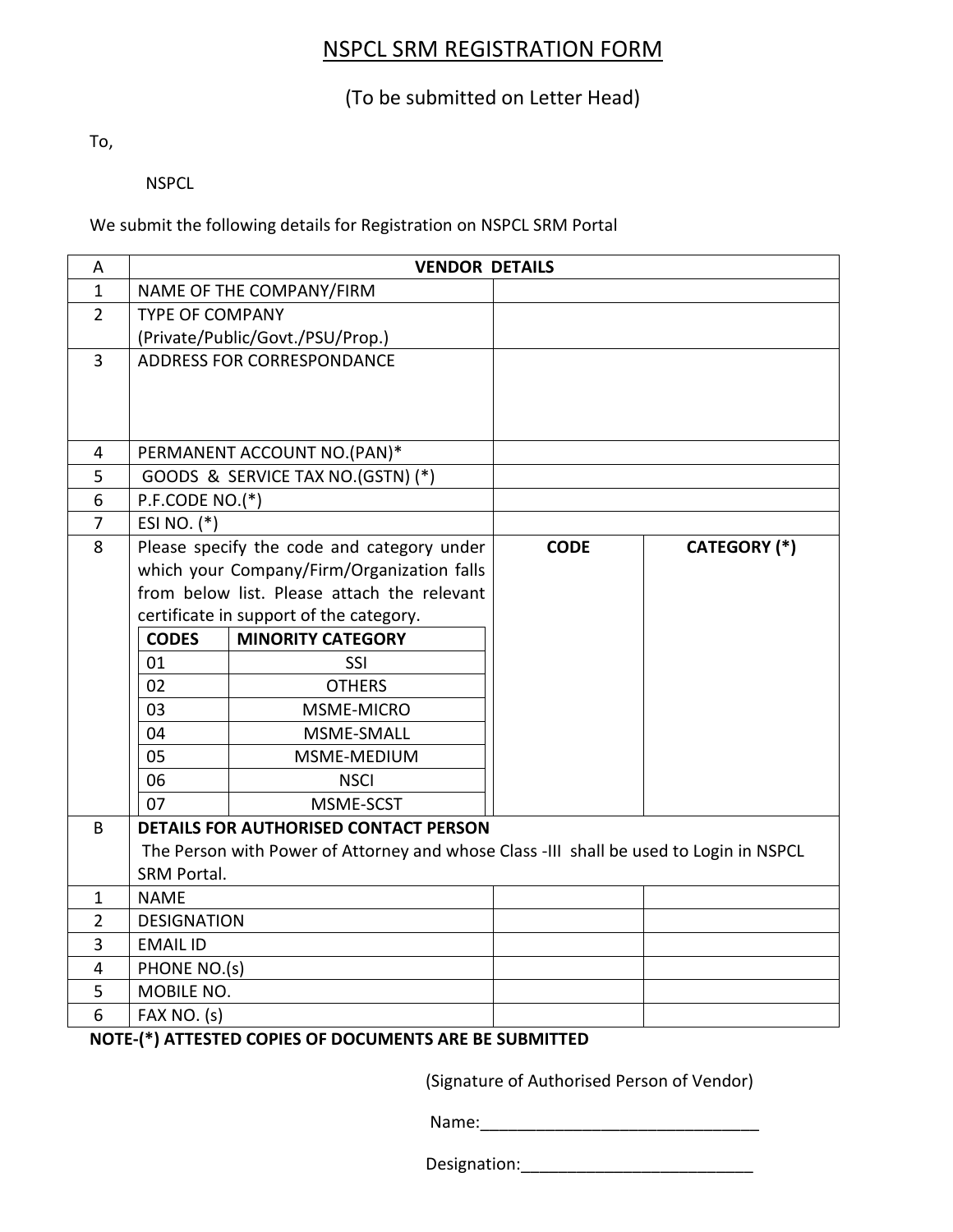# NSPCL SRM REGISTRATION FORM

(To be submitted on Letter Head)

To,

NSPCL

We submit the following details for Registration on NSPCL SRM Portal

| A | **VENDOR DETAILS** | | |
|---|---|---|---|
| 1 | NAME OF THE COMPANY/FIRM | | |
| 2 | TYPE OF COMPANY (Private/Public/Govt./PSU/Prop.) | | |
| 3 | ADDRESS FOR CORRESPONDANCE | | |
| 4 | PERMANENT ACCOUNT NO.(PAN)* | | |
| 5 | GOODS & SERVICE TAX NO.(GSTN) (*) | | |
| 6 | P.F.CODE NO.(*) | | |
| 7 | ESI NO. (*) | | |
| 8 | Please specify the code and category under which your Company/Firm/Organization falls from below list. Please attach the relevant certificate in support of the category. | **CODE** | **CATEGORY (*)** |
| B | **DETAILS FOR AUTHORISED CONTACT PERSON** The Person with Power of Attorney and whose Class -III shall be used to Login in NSPCL SRM Portal. | | |
| 1 | NAME | | |
| 2 | DESIGNATION | | |
| 3 | EMAIL ID | | |
| 4 | PHONE NO.(s) | | |
| 5 | MOBILE NO. | | |
| 6 | FAX NO. (s) | | |

| **CODES** | **MINORITY CATEGORY** |
|---|---|
| 01 | SSI |
| 02 | OTHERS |
| 03 | MSME-MICRO |
| 04 | MSME-SMALL |
| 05 | MSME-MEDIUM |
| 06 | NSCI |
| 07 | MSME-SCST |

**NOTE-(*) ATTESTED COPIES OF DOCUMENTS ARE BE SUBMITTED**

(Signature of Authorised Person of Vendor)

Name:_______________________________

Designation:__________________________